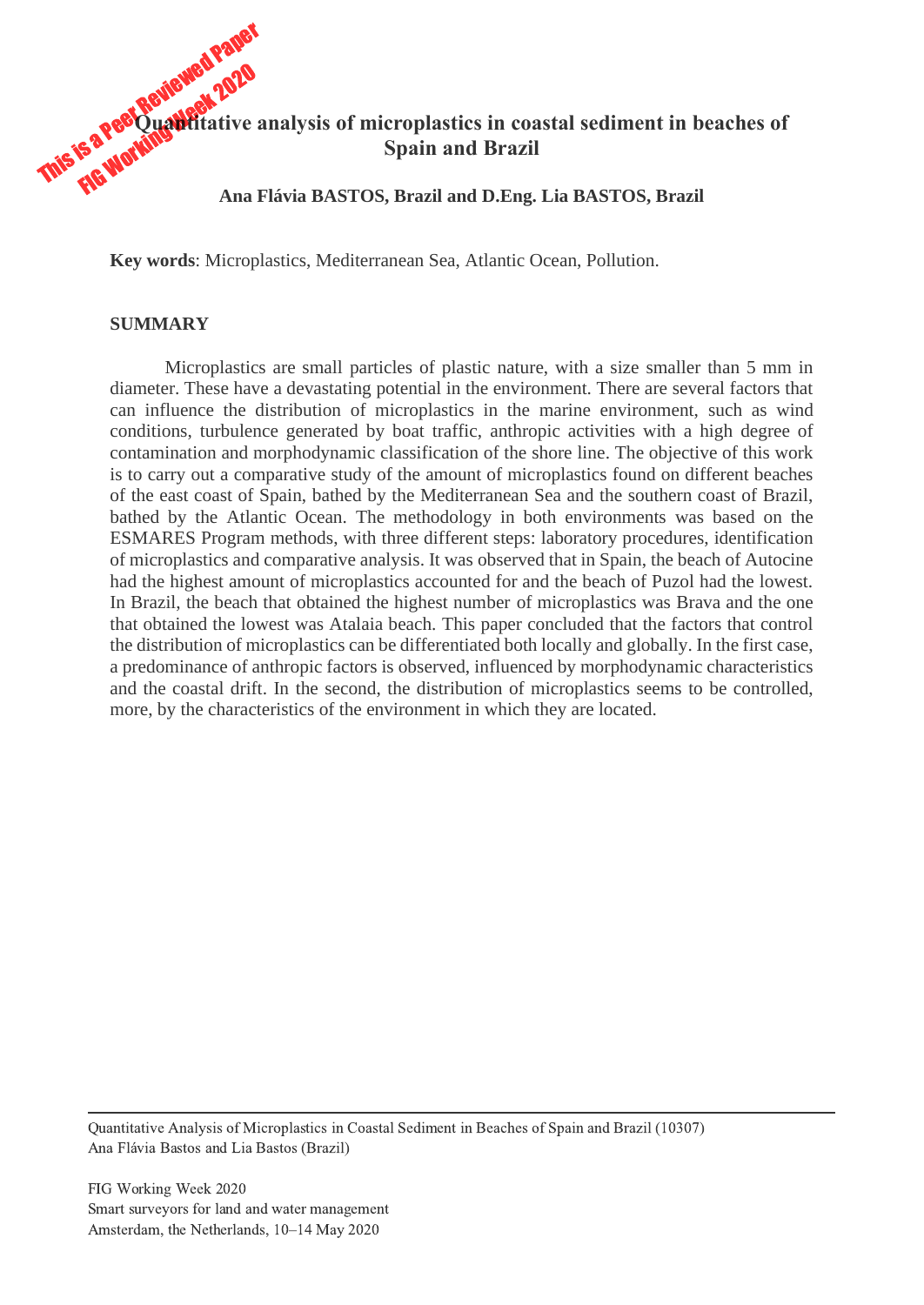# Quantitative analysis of microplastics in coastal sediment in beaches of Spain and Brazil

**Ana Flávia BASTOS, Brazil and D.Eng. Lia BASTOS, Brazil**

**Key words**: Microplastics, Mediterranean Sea, Atlantic Ocean, Pollution.

## SUMMARY

Microplastics are small particles of plastic nature, with a size smaller than 5 mm in diameter. These have a devastating potential in the environment. There are several factors that can influence the distribution of microplastics in the marine environment, such as wind conditions, turbulence generated by boat traffic, anthropic activities with a high degree of contamination and morphodynamic classification of the shore line. The objective of this work is to carry out a comparative study of the amount of microplastics found on different beaches of the east coast of Spain, bathed by the Mediterranean Sea and the southern coast of Brazil, bathed by the Atlantic Ocean. The methodology in both environments was based on the ESMARES Program methods, with three different steps: laboratory procedures, identification of microplastics and comparative analysis. It was observed that in Spain, the beach of Autocine had the highest amount of microplastics accounted for and the beach of Puzol had the lowest. In Brazil, the beach that obtained the highest number of microplastics was Brava and the one that obtained the lowest was Atalaia beach. This paper concluded that the factors that control the distribution of microplastics can be differentiated both locally and globally. In the first case, a predominance of anthropic factors is observed, influenced by morphodynamic characteristics and the coastal drift. In the second, the distribution of microplastics seems to be controlled, more, by the characteristics of the environment in which they are located.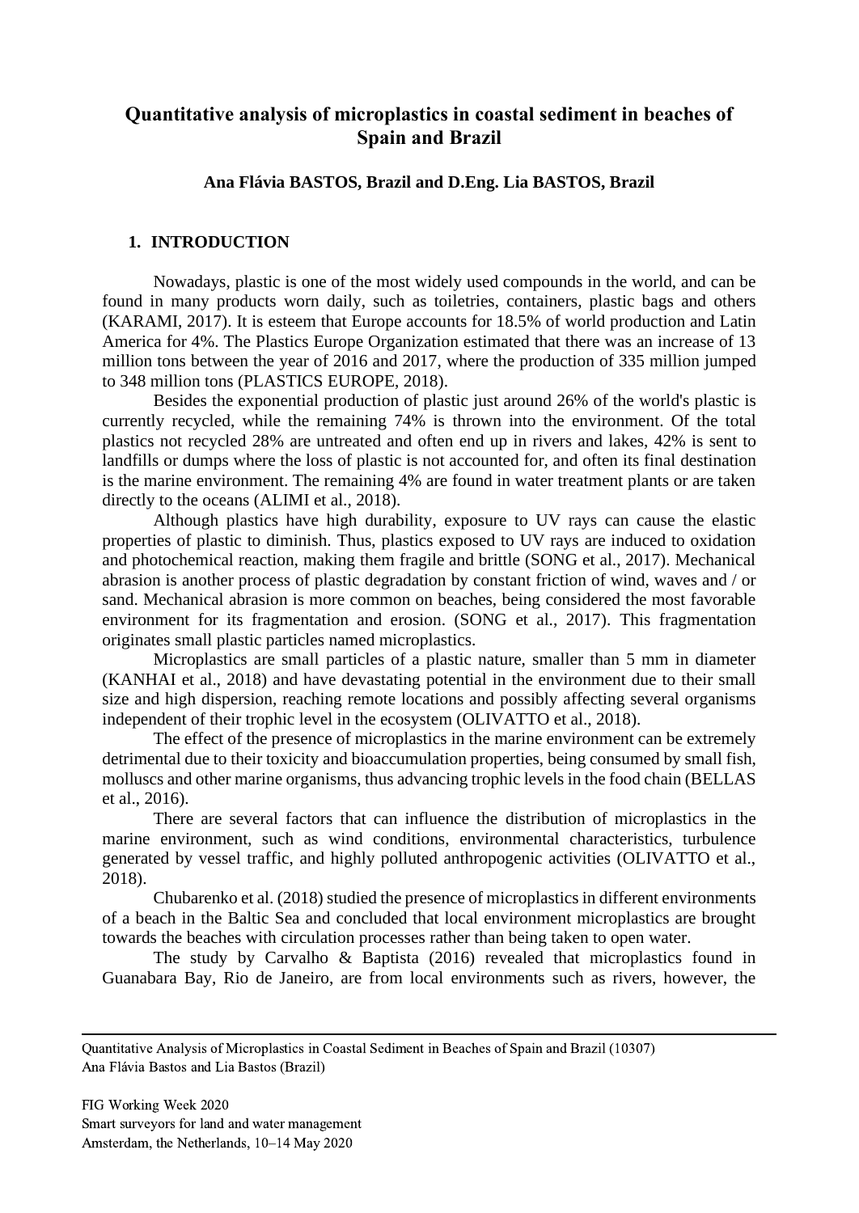# Quantitative analysis of microplastics in coastal sediment in beaches of Spain and Brazil

**Ana Flávia BASTOS, Brazil and D.Eng. Lia BASTOS, Brazil**

## 1. INTRODUCTION

Nowadays, plastic is one of the most widely used compounds in the world, and can be found in many products worn daily, such as toiletries, containers, plastic bags and others (KARAMI, 2017). It is esteem that Europe accounts for 18.5% of world production and Latin America for 4%. The Plastics Europe Organization estimated that there was an increase of 13 million tons between the year of 2016 and 2017, where the production of 335 million jumped to 348 million tons (PLASTICS EUROPE, 2018).

Besides the exponential production of plastic just around 26% of the world's plastic is currently recycled, while the remaining 74% is thrown into the environment. Of the total plastics not recycled 28% are untreated and often end up in rivers and lakes, 42% is sent to landfills or dumps where the loss of plastic is not accounted for, and often its final destination is the marine environment. The remaining 4% are found in water treatment plants or are taken directly to the oceans (ALIMI et al., 2018).

Although plastics have high durability, exposure to UV rays can cause the elastic properties of plastic to diminish. Thus, plastics exposed to UV rays are induced to oxidation and photochemical reaction, making them fragile and brittle (SONG et al., 2017). Mechanical abrasion is another process of plastic degradation by constant friction of wind, waves and / or sand. Mechanical abrasion is more common on beaches, being considered the most favorable environment for its fragmentation and erosion. (SONG et al., 2017). This fragmentation originates small plastic particles named microplastics.

Microplastics are small particles of a plastic nature, smaller than 5 mm in diameter (KANHAI et al., 2018) and have devastating potential in the environment due to their small size and high dispersion, reaching remote locations and possibly affecting several organisms independent of their trophic level in the ecosystem (OLIVATTO et al., 2018).

The effect of the presence of microplastics in the marine environment can be extremely detrimental due to their toxicity and bioaccumulation properties, being consumed by small fish, molluscs and other marine organisms, thus advancing trophic levels in the food chain (BELLAS et al., 2016).

There are several factors that can influence the distribution of microplastics in the marine environment, such as wind conditions, environmental characteristics, turbulence generated by vessel traffic, and highly polluted anthropogenic activities (OLIVATTO et al., 2018).

Chubarenko et al. (2018) studied the presence of microplastics in different environments of a beach in the Baltic Sea and concluded that local environment microplastics are brought towards the beaches with circulation processes rather than being taken to open water.

The study by Carvalho & Baptista (2016) revealed that microplastics found in Guanabara Bay, Rio de Janeiro, are from local environments such as rivers, however, the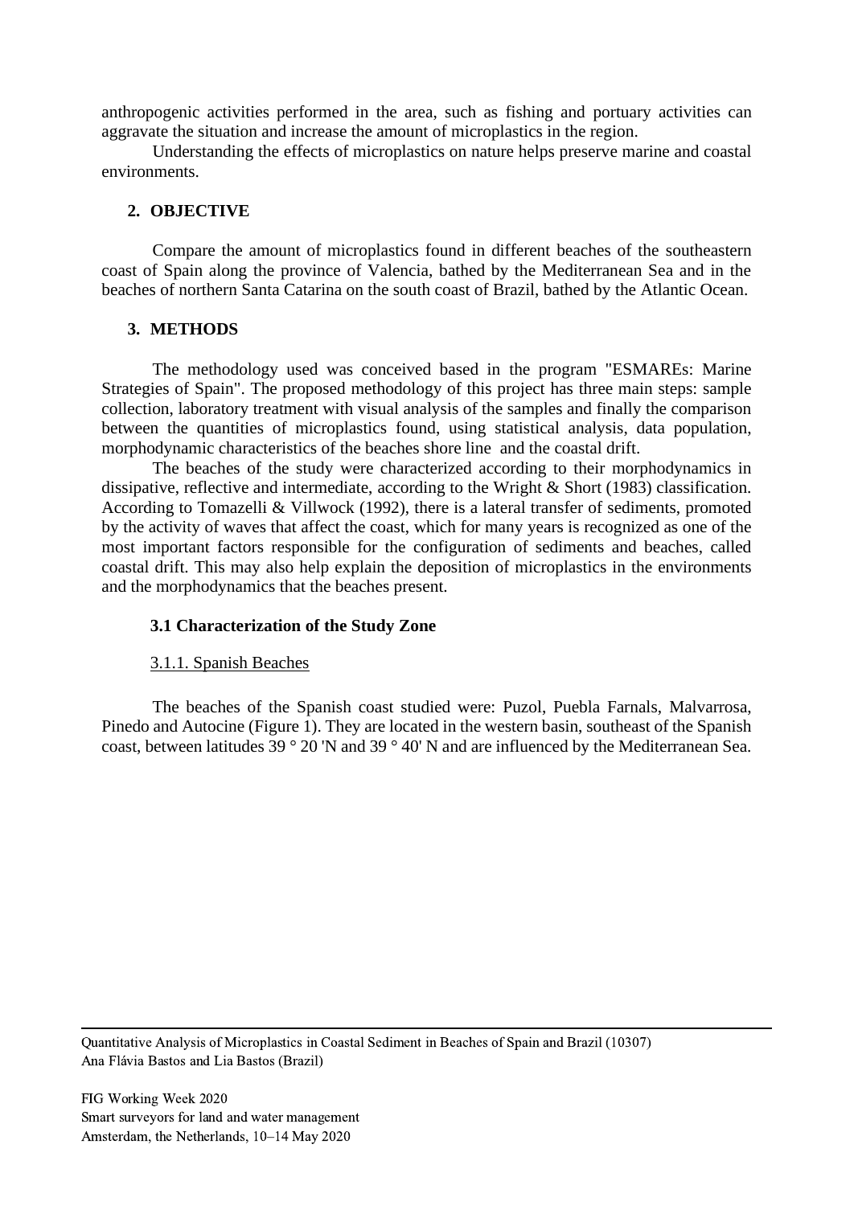anthropogenic activities performed in the area, such as fishing and portuary activities can aggravate the situation and increase the amount of microplastics in the region.

Understanding the effects of microplastics on nature helps preserve marine and coastal environments.

## 2. OBJECTIVE

Compare the amount of microplastics found in different beaches of the southeastern coast of Spain along the province of Valencia, bathed by the Mediterranean Sea and in the beaches of northern Santa Catarina on the south coast of Brazil, bathed by the Atlantic Ocean.

## 3. METHODS

The methodology used was conceived based in the program "ESMAREs: Marine Strategies of Spain". The proposed methodology of this project has three main steps: sample collection, laboratory treatment with visual analysis of the samples and finally the comparison between the quantities of microplastics found, using statistical analysis, data population, morphodynamic characteristics of the beaches shore line and the coastal drift.

The beaches of the study were characterized according to their morphodynamics in dissipative, reflective and intermediate, according to the Wright & Short (1983) classification. According to Tomazelli & Villwock (1992), there is a lateral transfer of sediments, promoted by the activity of waves that affect the coast, which for many years is recognized as one of the most important factors responsible for the configuration of sediments and beaches, called coastal drift. This may also help explain the deposition of microplastics in the environments and the morphodynamics that the beaches present.

### 3.1 Characterization of the Study Zone

#### 3.1.1. Spanish Beaches

The beaches of the Spanish coast studied were: Puzol, Puebla Farnals, Malvarrosa, Pinedo and Autocine (Figure 1). They are located in the western basin, southeast of the Spanish coast, between latitudes 39 ° 20 'N and 39 ° 40' N and are influenced by the Mediterranean Sea.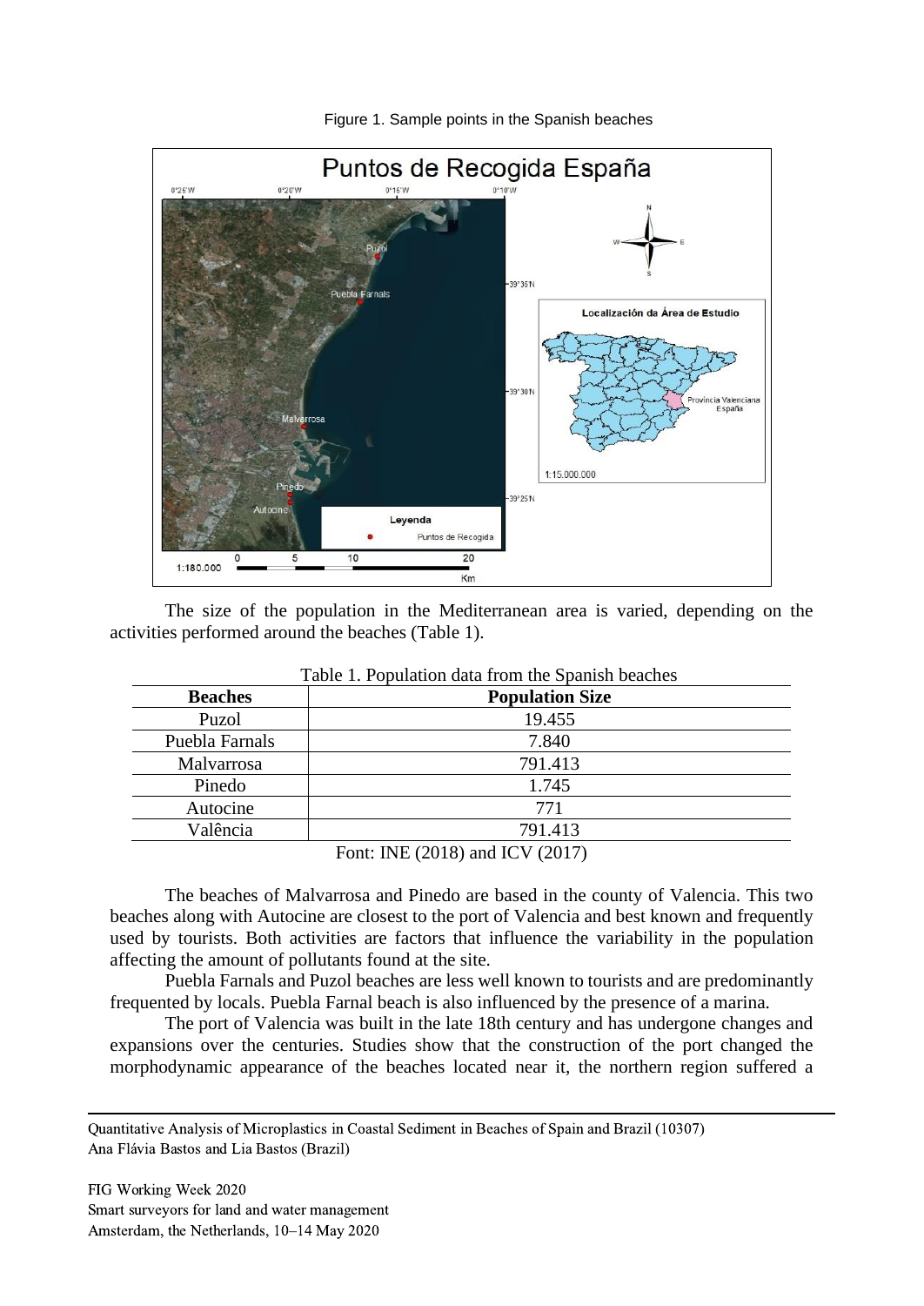Figure 1. Sample points in the Spanish beaches

The size of the population in the Mediterranean area is varied, depending on the activities performed around the beaches (Table 1).

Table 1. Population data from the Spanish beaches

| Beaches | Population Size |
|---|---|
| Puzol | 19.455 |
| Puebla Farnals | 7.840 |
| Malvarrosa | 791.413 |
| Pinedo | 1.745 |
| Autocine | 771 |
| Valência | 791.413 |

Font: INE (2018) and ICV (2017)

The beaches of Malvarrosa and Pinedo are based in the county of Valencia. This two beaches along with Autocine are closest to the port of Valencia and best known and frequently used by tourists. Both activities are factors that influence the variability in the population affecting the amount of pollutants found at the site.

Puebla Farnals and Puzol beaches are less well known to tourists and are predominantly frequented by locals. Puebla Farnal beach is also influenced by the presence of a marina.

The port of Valencia was built in the late 18th century and has undergone changes and expansions over the centuries. Studies show that the construction of the port changed the morphodynamic appearance of the beaches located near it, the northern region suffered a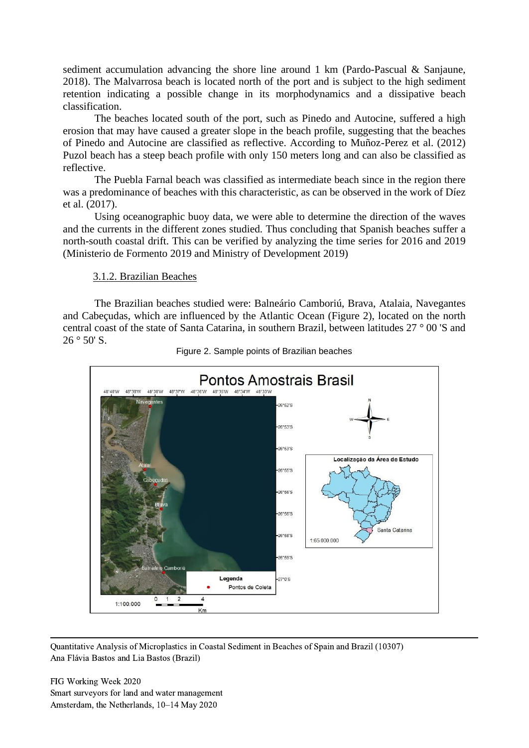sediment accumulation advancing the shore line around 1 km (Pardo-Pascual & Sanjaune, 2018). The Malvarrosa beach is located north of the port and is subject to the high sediment retention indicating a possible change in its morphodynamics and a dissipative beach classification.

The beaches located south of the port, such as Pinedo and Autocine, suffered a high erosion that may have caused a greater slope in the beach profile, suggesting that the beaches of Pinedo and Autocine are classified as reflective. According to Muñoz-Perez et al. (2012) Puzol beach has a steep beach profile with only 150 meters long and can also be classified as reflective.

The Puebla Farnal beach was classified as intermediate beach since in the region there was a predominance of beaches with this characteristic, as can be observed in the work of Díez et al. (2017).

Using oceanographic buoy data, we were able to determine the direction of the waves and the currents in the different zones studied. Thus concluding that Spanish beaches suffer a north-south coastal drift. This can be verified by analyzing the time series for 2016 and 2019 (Ministerio de Formento 2019 and Ministry of Development 2019)

### 3.1.2. Brazilian Beaches

The Brazilian beaches studied were: Balneário Camboriú, Brava, Atalaia, Navegantes and Cabeçudas, which are influenced by the Atlantic Ocean (Figure 2), located on the north central coast of the state of Santa Catarina, in southern Brazil, between latitudes 27 ° 00 'S and 26 ° 50' S.

Figure 2. Sample points of Brazilian beaches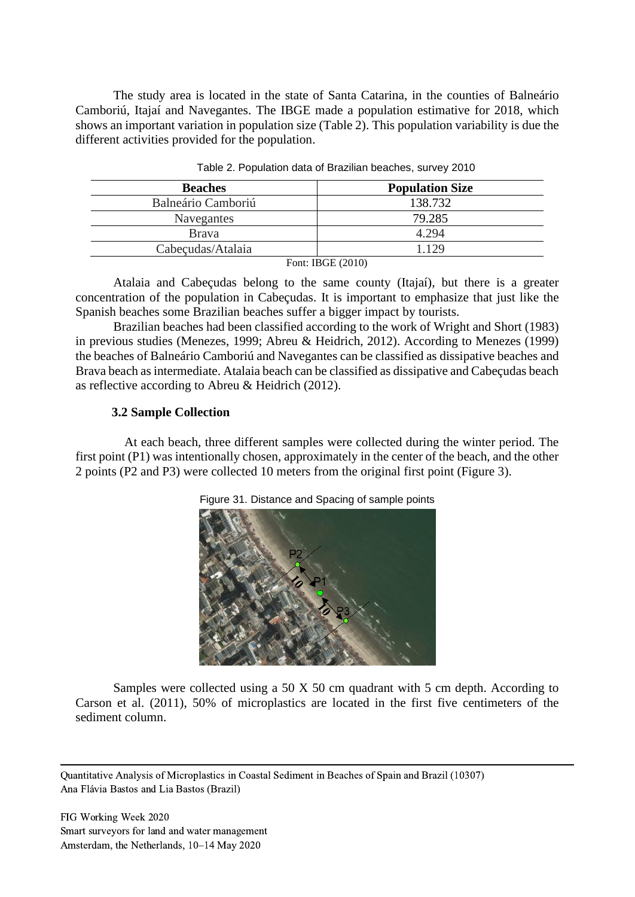The study area is located in the state of Santa Catarina, in the counties of Balneário Camboriú, Itajaí and Navegantes. The IBGE made a population estimative for 2018, which shows an important variation in population size (Table 2). This population variability is due the different activities provided for the population.

Table 2. Population data of Brazilian beaches, survey 2010

| Beaches | Population Size |
| --- | --- |
| Balneário Camboriú | 138.732 |
| Navegantes | 79.285 |
| Brava | 4.294 |
| Cabeçudas/Atalaia | 1.129 |

Font: IBGE (2010)

Atalaia and Cabeçudas belong to the same county (Itajaí), but there is a greater concentration of the population in Cabeçudas. It is important to emphasize that just like the Spanish beaches some Brazilian beaches suffer a bigger impact by tourists.

Brazilian beaches had been classified according to the work of Wright and Short (1983) in previous studies (Menezes, 1999; Abreu & Heidrich, 2012). According to Menezes (1999) the beaches of Balneário Camboriú and Navegantes can be classified as dissipative beaches and Brava beach as intermediate. Atalaia beach can be classified as dissipative and Cabeçudas beach as reflective according to Abreu & Heidrich (2012).

### 3.2 Sample Collection

At each beach, three different samples were collected during the winter period. The first point (P1) was intentionally chosen, approximately in the center of the beach, and the other 2 points (P2 and P3) were collected 10 meters from the original first point (Figure 3).

Figure 31. Distance and Spacing of sample points

Samples were collected using a 50 X 50 cm quadrant with 5 cm depth. According to Carson et al. (2011), 50% of microplastics are located in the first five centimeters of the sediment column.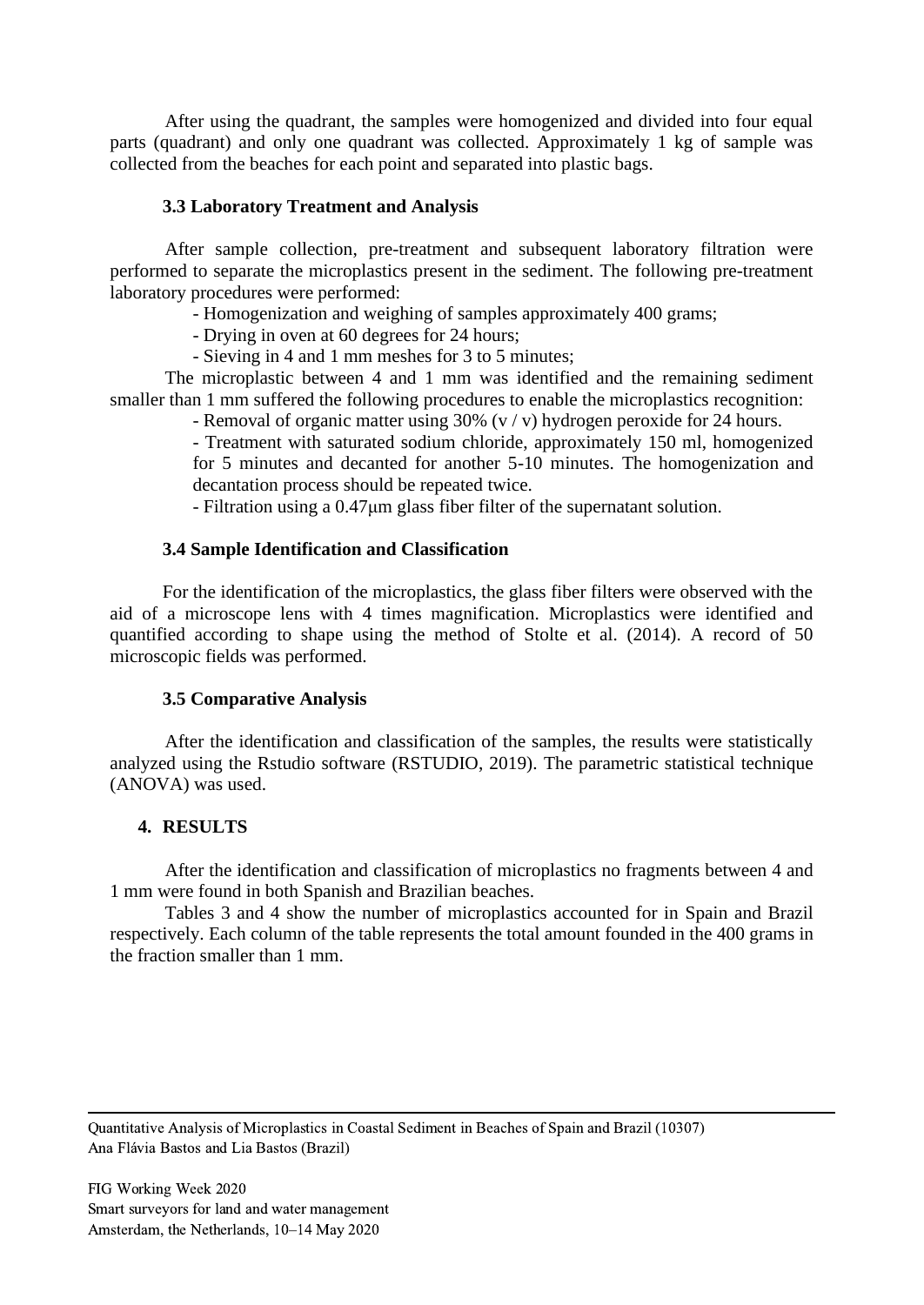After using the quadrant, the samples were homogenized and divided into four equal parts (quadrant) and only one quadrant was collected. Approximately 1 kg of sample was collected from the beaches for each point and separated into plastic bags.

### 3.3 Laboratory Treatment and Analysis

After sample collection, pre-treatment and subsequent laboratory filtration were performed to separate the microplastics present in the sediment. The following pre-treatment laboratory procedures were performed:

- Homogenization and weighing of samples approximately 400 grams;
- Drying in oven at 60 degrees for 24 hours;
- Sieving in 4 and 1 mm meshes for 3 to 5 minutes;

The microplastic between 4 and 1 mm was identified and the remaining sediment smaller than 1 mm suffered the following procedures to enable the microplastics recognition:

- Removal of organic matter using 30% (v / v) hydrogen peroxide for 24 hours.
- Treatment with saturated sodium chloride, approximately 150 ml, homogenized for 5 minutes and decanted for another 5-10 minutes. The homogenization and decantation process should be repeated twice.
- Filtration using a 0.47μm glass fiber filter of the supernatant solution.

### 3.4 Sample Identification and Classification

For the identification of the microplastics, the glass fiber filters were observed with the aid of a microscope lens with 4 times magnification. Microplastics were identified and quantified according to shape using the method of Stolte et al. (2014). A record of 50 microscopic fields was performed.

### 3.5 Comparative Analysis

After the identification and classification of the samples, the results were statistically analyzed using the Rstudio software (RSTUDIO, 2019). The parametric statistical technique (ANOVA) was used.

## 4. RESULTS

After the identification and classification of microplastics no fragments between 4 and 1 mm were found in both Spanish and Brazilian beaches.

Tables 3 and 4 show the number of microplastics accounted for in Spain and Brazil respectively. Each column of the table represents the total amount founded in the 400 grams in the fraction smaller than 1 mm.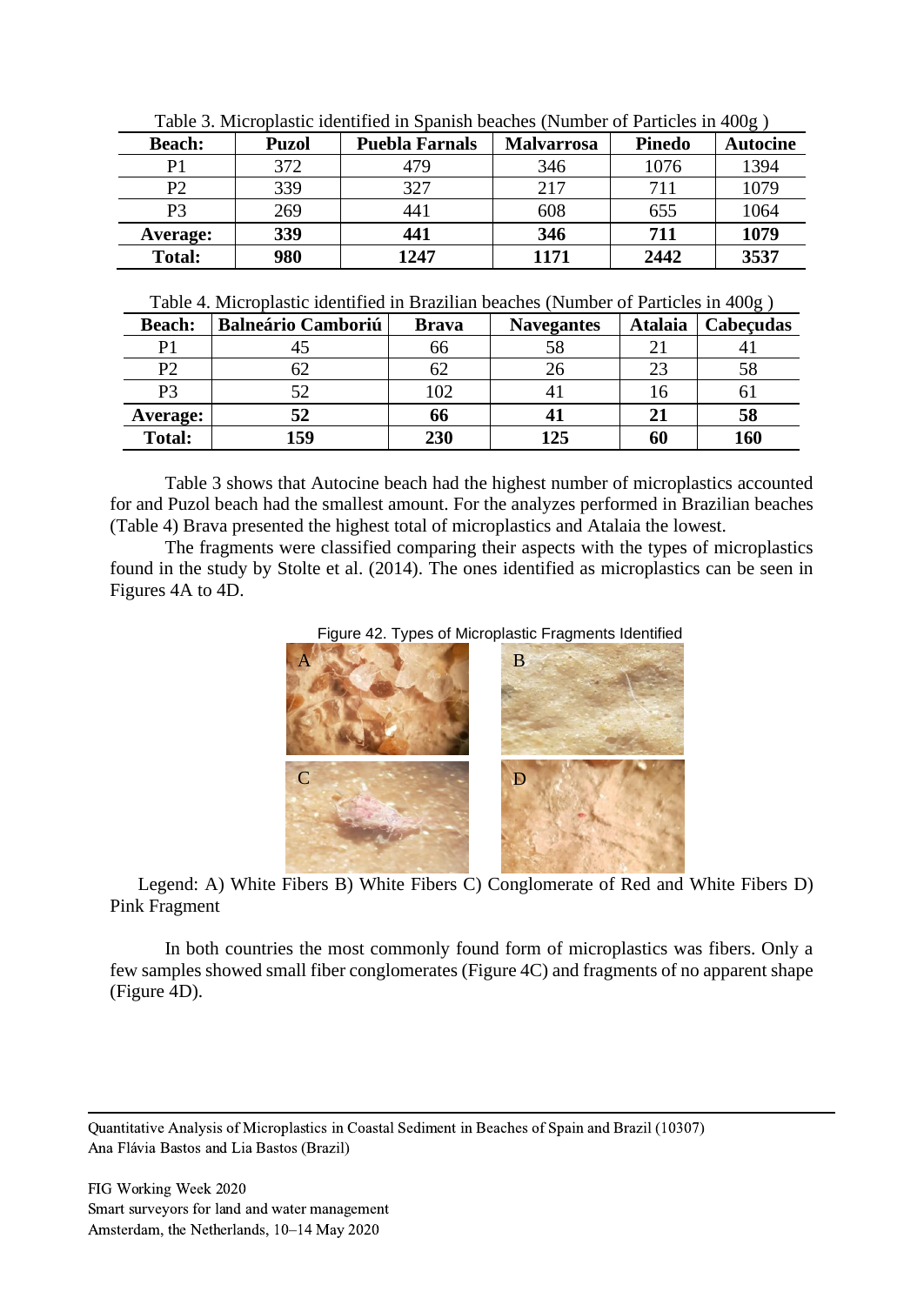Table 3. Microplastic identified in Spanish beaches (Number of Particles in 400g )

| Beach: | Puzol | Puebla Farnals | Malvarrosa | Pinedo | Autocine |
|---|---|---|---|---|---|
| P1 | 372 | 479 | 346 | 1076 | 1394 |
| P2 | 339 | 327 | 217 | 711 | 1079 |
| P3 | 269 | 441 | 608 | 655 | 1064 |
| **Average:** | **339** | **441** | **346** | **711** | **1079** |
| **Total:** | **980** | **1247** | **1171** | **2442** | **3537** |

Table 4. Microplastic identified in Brazilian beaches (Number of Particles in 400g )

| Beach: | Balneário Camboriú | Brava | Navegantes | Atalaia | Cabeçudas |
|---|---|---|---|---|---|
| P1 | 45 | 66 | 58 | 21 | 41 |
| P2 | 62 | 62 | 26 | 23 | 58 |
| P3 | 52 | 102 | 41 | 16 | 61 |
| **Average:** | **52** | **66** | **41** | **21** | **58** |
| **Total:** | **159** | **230** | **125** | **60** | **160** |

Table 3 shows that Autocine beach had the highest number of microplastics accounted for and Puzol beach had the smallest amount. For the analyzes performed in Brazilian beaches (Table 4) Brava presented the highest total of microplastics and Atalaia the lowest.

The fragments were classified comparing their aspects with the types of microplastics found in the study by Stolte et al. (2014). The ones identified as microplastics can be seen in Figures 4A to 4D.

Figure 42. Types of Microplastic Fragments Identified

Legend: A) White Fibers B) White Fibers C) Conglomerate of Red and White Fibers D) Pink Fragment

In both countries the most commonly found form of microplastics was fibers. Only a few samples showed small fiber conglomerates (Figure 4C) and fragments of no apparent shape (Figure 4D).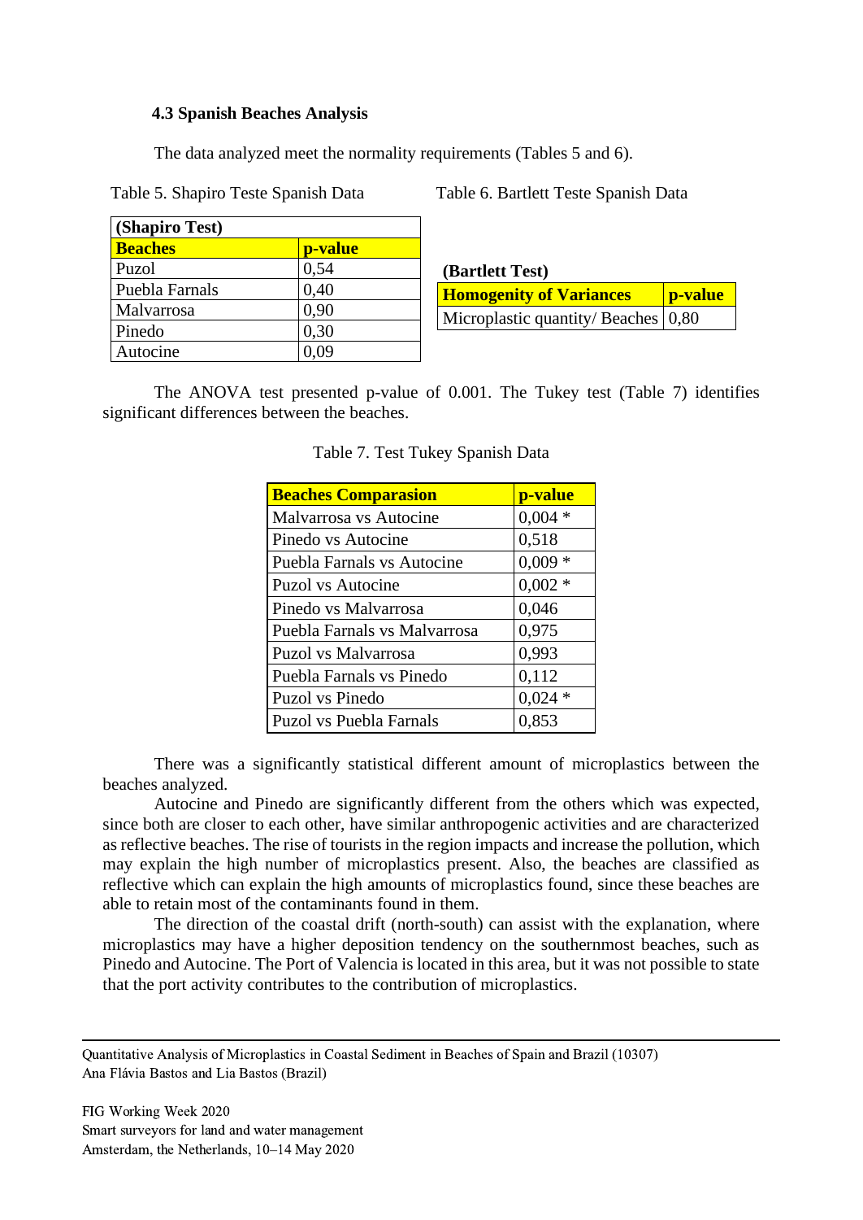### 4.3 Spanish Beaches Analysis

The data analyzed meet the normality requirements (Tables 5 and 6).

Table 5. Shapiro Teste Spanish Data

| (Shapiro Test) | |
|---|---|
| **Beaches** | **p-value** |
| Puzol | 0,54 |
| Puebla Farnals | 0,40 |
| Malvarrosa | 0,90 |
| Pinedo | 0,30 |
| Autocine | 0,09 |

Table 6. Bartlett Teste Spanish Data

| (Bartlett Test) | |
|---|---|
| **Homogenity of Variances** | **p-value** |
| Microplastic quantity/ Beaches | 0,80 |

The ANOVA test presented p-value of 0.001. The Tukey test (Table 7) identifies significant differences between the beaches.

Table 7. Test Tukey Spanish Data

| **Beaches Comparasion** | **p-value** |
|---|---|
| Malvarrosa vs Autocine | 0,004 * |
| Pinedo vs Autocine | 0,518 |
| Puebla Farnals vs Autocine | 0,009 * |
| Puzol vs Autocine | 0,002 * |
| Pinedo vs Malvarrosa | 0,046 |
| Puebla Farnals vs Malvarrosa | 0,975 |
| Puzol vs Malvarrosa | 0,993 |
| Puebla Farnals vs Pinedo | 0,112 |
| Puzol vs Pinedo | 0,024 * |
| Puzol vs Puebla Farnals | 0,853 |

There was a significantly statistical different amount of microplastics between the beaches analyzed.

Autocine and Pinedo are significantly different from the others which was expected, since both are closer to each other, have similar anthropogenic activities and are characterized as reflective beaches. The rise of tourists in the region impacts and increase the pollution, which may explain the high number of microplastics present. Also, the beaches are classified as reflective which can explain the high amounts of microplastics found, since these beaches are able to retain most of the contaminants found in them.

The direction of the coastal drift (north-south) can assist with the explanation, where microplastics may have a higher deposition tendency on the southernmost beaches, such as Pinedo and Autocine. The Port of Valencia is located in this area, but it was not possible to state that the port activity contributes to the contribution of microplastics.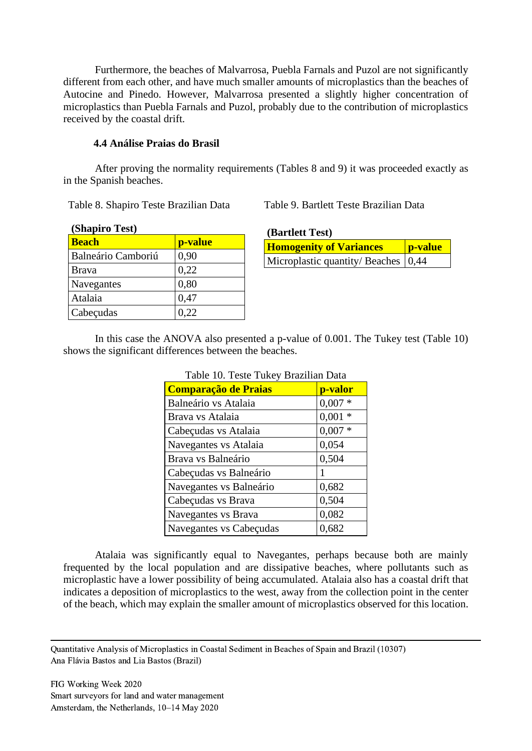Furthermore, the beaches of Malvarrosa, Puebla Farnals and Puzol are not significantly different from each other, and have much smaller amounts of microplastics than the beaches of Autocine and Pinedo. However, Malvarrosa presented a slightly higher concentration of microplastics than Puebla Farnals and Puzol, probably due to the contribution of microplastics received by the coastal drift.

### 4.4 Análise Praias do Brasil

After proving the normality requirements (Tables 8 and 9) it was proceeded exactly as in the Spanish beaches.

Table 8. Shapiro Teste Brazilian Data

**(Shapiro Test)**

| Beach | p-value |
|---|---|
| Balneário Camboriú | 0,90 |
| Brava | 0,22 |
| Navegantes | 0,80 |
| Atalaia | 0,47 |
| Cabeçudas | 0,22 |

Table 9. Bartlett Teste Brazilian Data

**(Bartlett Test)**

| Homogenity of Variances | p-value |
|---|---|
| Microplastic quantity/ Beaches | 0,44 |

In this case the ANOVA also presented a p-value of 0.001. The Tukey test (Table 10) shows the significant differences between the beaches.

Table 10. Teste Tukey Brazilian Data

| Comparação de Praias | p-valor |
|---|---|
| Balneário vs Atalaia | 0,007 * |
| Brava vs Atalaia | 0,001 * |
| Cabeçudas vs Atalaia | 0,007 * |
| Navegantes vs Atalaia | 0,054 |
| Brava vs Balneário | 0,504 |
| Cabeçudas vs Balneário | 1 |
| Navegantes vs Balneário | 0,682 |
| Cabeçudas vs Brava | 0,504 |
| Navegantes vs Brava | 0,082 |
| Navegantes vs Cabeçudas | 0,682 |

Atalaia was significantly equal to Navegantes, perhaps because both are mainly frequented by the local population and are dissipative beaches, where pollutants such as microplastic have a lower possibility of being accumulated. Atalaia also has a coastal drift that indicates a deposition of microplastics to the west, away from the collection point in the center of the beach, which may explain the smaller amount of microplastics observed for this location.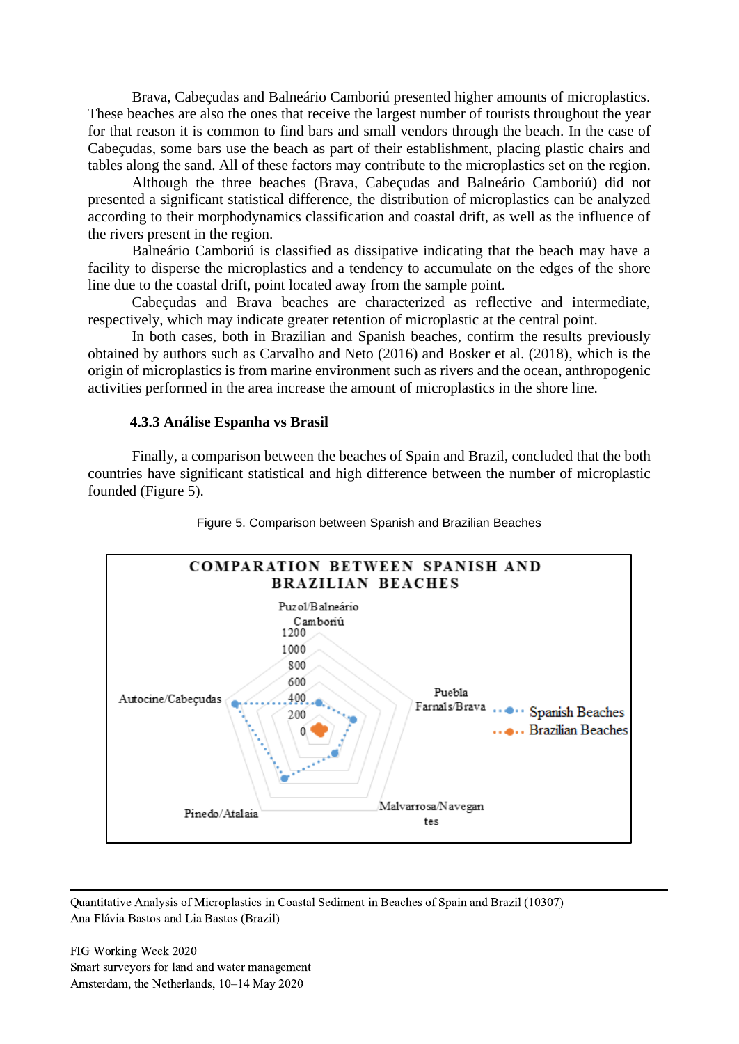Brava, Cabeçudas and Balneário Camboriú presented higher amounts of microplastics. These beaches are also the ones that receive the largest number of tourists throughout the year for that reason it is common to find bars and small vendors through the beach. In the case of Cabeçudas, some bars use the beach as part of their establishment, placing plastic chairs and tables along the sand. All of these factors may contribute to the microplastics set on the region.

Although the three beaches (Brava, Cabeçudas and Balneário Camboriú) did not presented a significant statistical difference, the distribution of microplastics can be analyzed according to their morphodynamics classification and coastal drift, as well as the influence of the rivers present in the region.

Balneário Camboriú is classified as dissipative indicating that the beach may have a facility to disperse the microplastics and a tendency to accumulate on the edges of the shore line due to the coastal drift, point located away from the sample point.

Cabeçudas and Brava beaches are characterized as reflective and intermediate, respectively, which may indicate greater retention of microplastic at the central point.

In both cases, both in Brazilian and Spanish beaches, confirm the results previously obtained by authors such as Carvalho and Neto (2016) and Bosker et al. (2018), which is the origin of microplastics is from marine environment such as rivers and the ocean, anthropogenic activities performed in the area increase the amount of microplastics in the shore line.

### 4.3.3 Análise Espanha vs Brasil

Finally, a comparison between the beaches of Spain and Brazil, concluded that the both countries have significant statistical and high difference between the number of microplastic founded (Figure 5).

Figure 5. Comparison between Spanish and Brazilian Beaches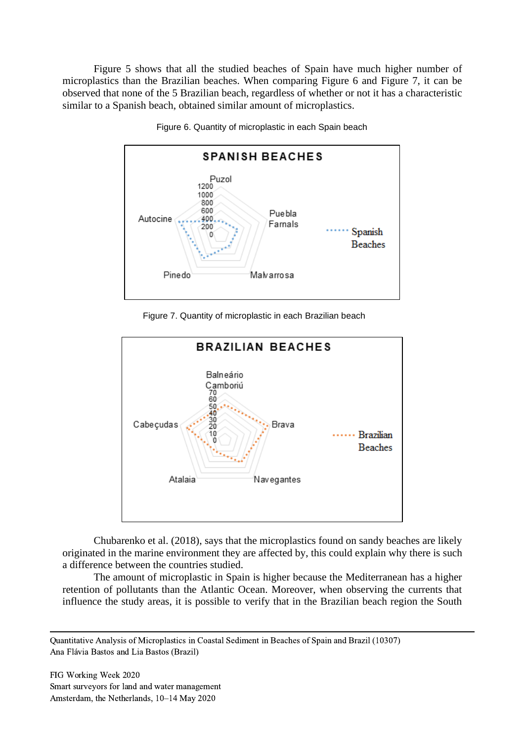Figure 5 shows that all the studied beaches of Spain have much higher number of microplastics than the Brazilian beaches. When comparing Figure 6 and Figure 7, it can be observed that none of the 5 Brazilian beach, regardless of whether or not it has a characteristic similar to a Spanish beach, obtained similar amount of microplastics.

Figure 6. Quantity of microplastic in each Spain beach

Figure 7. Quantity of microplastic in each Brazilian beach

Chubarenko et al. (2018), says that the microplastics found on sandy beaches are likely originated in the marine environment they are affected by, this could explain why there is such a difference between the countries studied.

The amount of microplastic in Spain is higher because the Mediterranean has a higher retention of pollutants than the Atlantic Ocean. Moreover, when observing the currents that influence the study areas, it is possible to verify that in the Brazilian beach region the South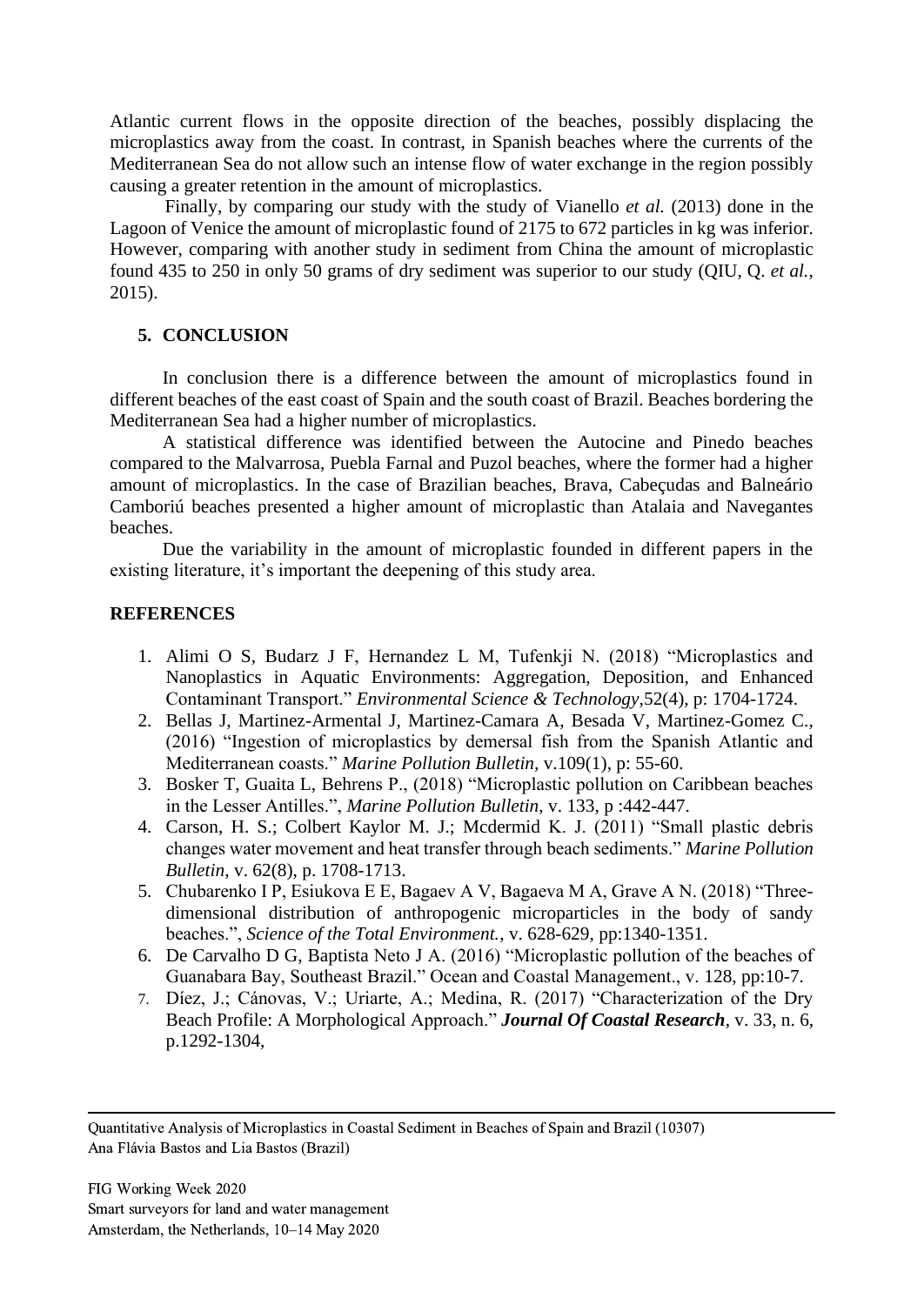Atlantic current flows in the opposite direction of the beaches, possibly displacing the microplastics away from the coast. In contrast, in Spanish beaches where the currents of the Mediterranean Sea do not allow such an intense flow of water exchange in the region possibly causing a greater retention in the amount of microplastics.

Finally, by comparing our study with the study of Vianello *et al.* (2013) done in the Lagoon of Venice the amount of microplastic found of 2175 to 672 particles in kg was inferior. However, comparing with another study in sediment from China the amount of microplastic found 435 to 250 in only 50 grams of dry sediment was superior to our study (QIU, Q. *et al.*, 2015).

## 5. CONCLUSION

In conclusion there is a difference between the amount of microplastics found in different beaches of the east coast of Spain and the south coast of Brazil. Beaches bordering the Mediterranean Sea had a higher number of microplastics.

A statistical difference was identified between the Autocine and Pinedo beaches compared to the Malvarrosa, Puebla Farnal and Puzol beaches, where the former had a higher amount of microplastics. In the case of Brazilian beaches, Brava, Cabeçudas and Balneário Camboriú beaches presented a higher amount of microplastic than Atalaia and Navegantes beaches.

Due the variability in the amount of microplastic founded in different papers in the existing literature, it's important the deepening of this study area.

## REFERENCES

1. Alimi O S, Budarz J F, Hernandez L M, Tufenkji N. (2018) "Microplastics and Nanoplastics in Aquatic Environments: Aggregation, Deposition, and Enhanced Contaminant Transport." *Environmental Science & Technology*,52(4), p: 1704-1724.
2. Bellas J, Martinez-Armental J, Martinez-Camara A, Besada V, Martinez-Gomez C., (2016) "Ingestion of microplastics by demersal fish from the Spanish Atlantic and Mediterranean coasts." *Marine Pollution Bulletin*, v.109(1), p: 55-60.
3. Bosker T, Guaita L, Behrens P., (2018) "Microplastic pollution on Caribbean beaches in the Lesser Antilles.", *Marine Pollution Bulletin*, v. 133, p :442-447.
4. Carson, H. S.; Colbert Kaylor M. J.; Mcdermid K. J. (2011) "Small plastic debris changes water movement and heat transfer through beach sediments." *Marine Pollution Bulletin*, v. 62(8), p. 1708-1713.
5. Chubarenko I P, Esiukova E E, Bagaev A V, Bagaeva M A, Grave A N. (2018) "Three-dimensional distribution of anthropogenic microparticles in the body of sandy beaches.", *Science of the Total Environment.*, v. 628-629, pp:1340-1351.
6. De Carvalho D G, Baptista Neto J A. (2016) "Microplastic pollution of the beaches of Guanabara Bay, Southeast Brazil." Ocean and Coastal Management., v. 128, pp:10-7.
7. Díez, J.; Cánovas, V.; Uriarte, A.; Medina, R. (2017) "Characterization of the Dry Beach Profile: A Morphological Approach." ***Journal Of Coastal Research***, v. 33, n. 6, p.1292-1304,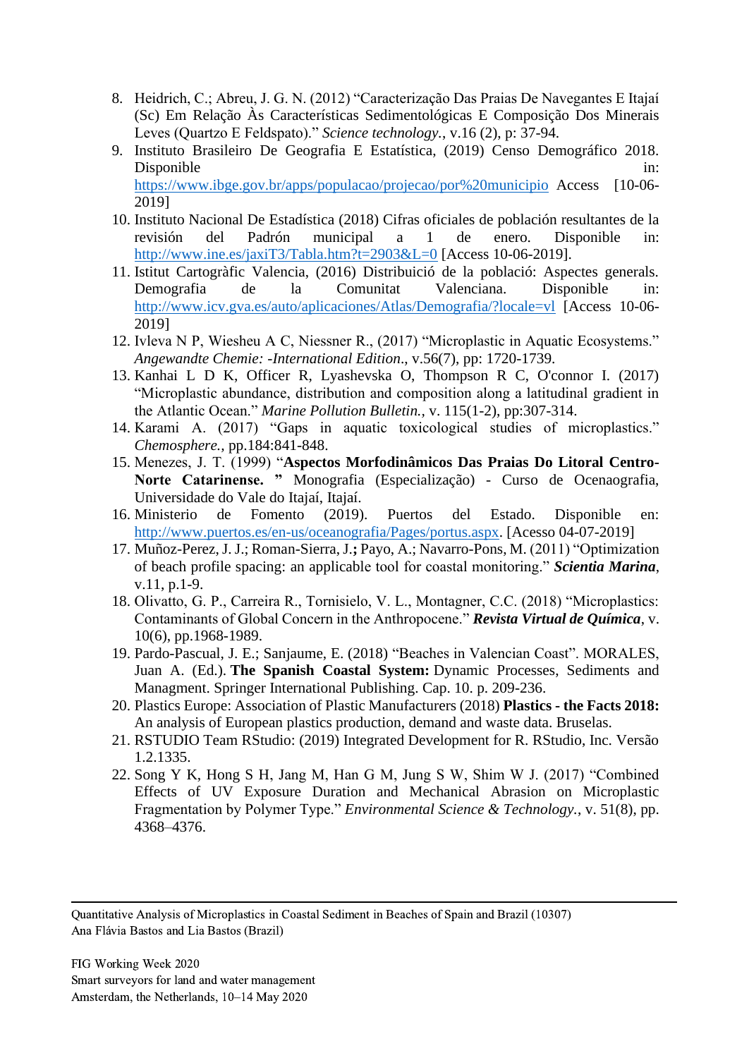8. Heidrich, C.; Abreu, J. G. N. (2012) "Caracterização Das Praias De Navegantes E Itajaí (Sc) Em Relação Às Características Sedimentológicas E Composição Dos Minerais Leves (Quartzo E Feldspato)." *Science technology.*, v.16 (2), p: 37-94.
9. Instituto Brasileiro De Geografia E Estatística, (2019) Censo Demográfico 2018. Disponible in: https://www.ibge.gov.br/apps/populacao/projecao/por%20municipio Access [10-06-2019]
10. Instituto Nacional De Estadística (2018) Cifras oficiales de población resultantes de la revisión del Padrón municipal a 1 de enero. Disponible in: http://www.ine.es/jaxiT3/Tabla.htm?t=2903&L=0 [Access 10-06-2019].
11. Istitut Cartogràfic Valencia, (2016) Distribuició de la població: Aspectes generals. Demografia de la Comunitat Valenciana. Disponible in: http://www.icv.gva.es/auto/aplicaciones/Atlas/Demografia/?locale=vl [Access 10-06-2019]
12. Ivleva N P, Wiesheu A C, Niessner R., (2017) "Microplastic in Aquatic Ecosystems." *Angewandte Chemie: -International Edition*., v.56(7), pp: 1720-1739.
13. Kanhai L D K, Officer R, Lyashevska O, Thompson R C, O'connor I. (2017) "Microplastic abundance, distribution and composition along a latitudinal gradient in the Atlantic Ocean." *Marine Pollution Bulletin.*, v. 115(1-2), pp:307-314.
14. Karami A. (2017) "Gaps in aquatic toxicological studies of microplastics." *Chemosphere.*, pp.184:841-848.
15. Menezes, J. T. (1999) "**Aspectos Morfodinâmicos Das Praias Do Litoral Centro-Norte Catarinense. "** Monografia (Especialização) - Curso de Ocenaografia, Universidade do Vale do Itajaí, Itajaí.
16. Ministerio de Fomento (2019). Puertos del Estado. Disponible en: http://www.puertos.es/en-us/oceanografia/Pages/portus.aspx. [Acesso 04-07-2019]
17. Muñoz-Perez, J. J.; Roman-Sierra, J.**;** Payo, A.; Navarro-Pons, M. (2011) "Optimization of beach profile spacing: an applicable tool for coastal monitoring." ***Scientia Marina***, v.11, p.1-9.
18. Olivatto, G. P., Carreira R., Tornisielo, V. L., Montagner, C.C. (2018) "Microplastics: Contaminants of Global Concern in the Anthropocene." ***Revista Virtual de Química***, v. 10(6), pp.1968-1989.
19. Pardo-Pascual, J. E.; Sanjaume, E. (2018) "Beaches in Valencian Coast". MORALES, Juan A. (Ed.). **The Spanish Coastal System:** Dynamic Processes, Sediments and Managment. Springer International Publishing. Cap. 10. p. 209-236.
20. Plastics Europe: Association of Plastic Manufacturers (2018) **Plastics - the Facts 2018:** An analysis of European plastics production, demand and waste data. Bruselas.
21. RSTUDIO Team RStudio: (2019) Integrated Development for R. RStudio, Inc. Versão 1.2.1335.
22. Song Y K, Hong S H, Jang M, Han G M, Jung S W, Shim W J. (2017) "Combined Effects of UV Exposure Duration and Mechanical Abrasion on Microplastic Fragmentation by Polymer Type." *Environmental Science & Technology.*, v. 51(8), pp. 4368–4376.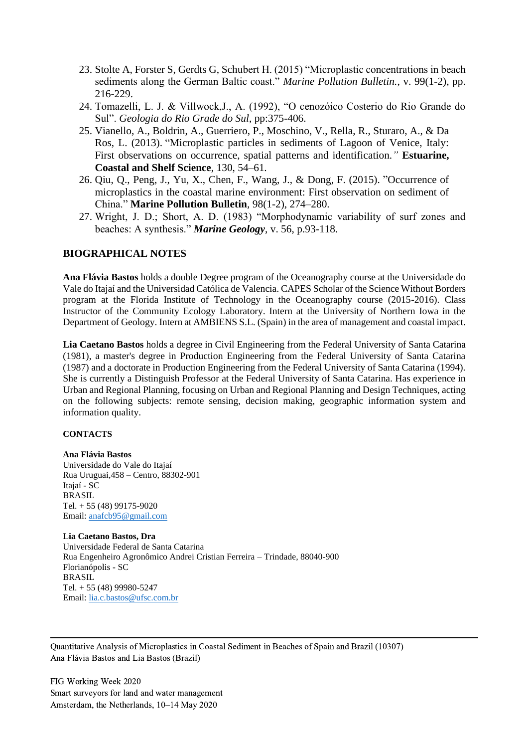23. Stolte A, Forster S, Gerdts G, Schubert H. (2015) "Microplastic concentrations in beach sediments along the German Baltic coast." *Marine Pollution Bulletin.*, v. 99(1-2), pp. 216-229.
24. Tomazelli, L. J. & Villwock,J., A. (1992), "O cenozóico Costerio do Rio Grande do Sul". *Geologia do Rio Grade do Sul*, pp:375-406.
25. Vianello, A., Boldrin, A., Guerriero, P., Moschino, V., Rella, R., Sturaro, A., & Da Ros, L. (2013). "Microplastic particles in sediments of Lagoon of Venice, Italy: First observations on occurrence, spatial patterns and identification.*"* **Estuarine, Coastal and Shelf Science**, 130, 54–61.
26. Qiu, Q., Peng, J., Yu, X., Chen, F., Wang, J., & Dong, F. (2015). "Occurrence of microplastics in the coastal marine environment: First observation on sediment of China." **Marine Pollution Bulletin**, 98(1-2), 274–280.
27. Wright, J. D.; Short, A. D. (1983) "Morphodynamic variability of surf zones and beaches: A synthesis." ***Marine Geology***, v. 56, p.93-118.

## BIOGRAPHICAL NOTES

**Ana Flávia Bastos** holds a double Degree program of the Oceanography course at the Universidade do Vale do Itajaí and the Universidad Católica de Valencia. CAPES Scholar of the Science Without Borders program at the Florida Institute of Technology in the Oceanography course (2015-2016). Class Instructor of the Community Ecology Laboratory. Intern at the University of Northern Iowa in the Department of Geology. Intern at AMBIENS S.L. (Spain) in the area of management and coastal impact.

**Lia Caetano Bastos** holds a degree in Civil Engineering from the Federal University of Santa Catarina (1981), a master's degree in Production Engineering from the Federal University of Santa Catarina (1987) and a doctorate in Production Engineering from the Federal University of Santa Catarina (1994). She is currently a Distinguish Professor at the Federal University of Santa Catarina. Has experience in Urban and Regional Planning, focusing on Urban and Regional Planning and Design Techniques, acting on the following subjects: remote sensing, decision making, geographic information system and information quality.

### CONTACTS

**Ana Flávia Bastos**
Universidade do Vale do Itajaí
Rua Uruguai,458 – Centro, 88302-901
Itajaí - SC
BRASIL
Tel. + 55 (48) 99175-9020
Email: anafcb95@gmail.com

**Lia Caetano Bastos, Dra**
Universidade Federal de Santa Catarina
Rua Engenheiro Agronômico Andrei Cristian Ferreira – Trindade, 88040-900
Florianópolis - SC
BRASIL
Tel. + 55 (48) 99980-5247
Email: lia.c.bastos@ufsc.com.br